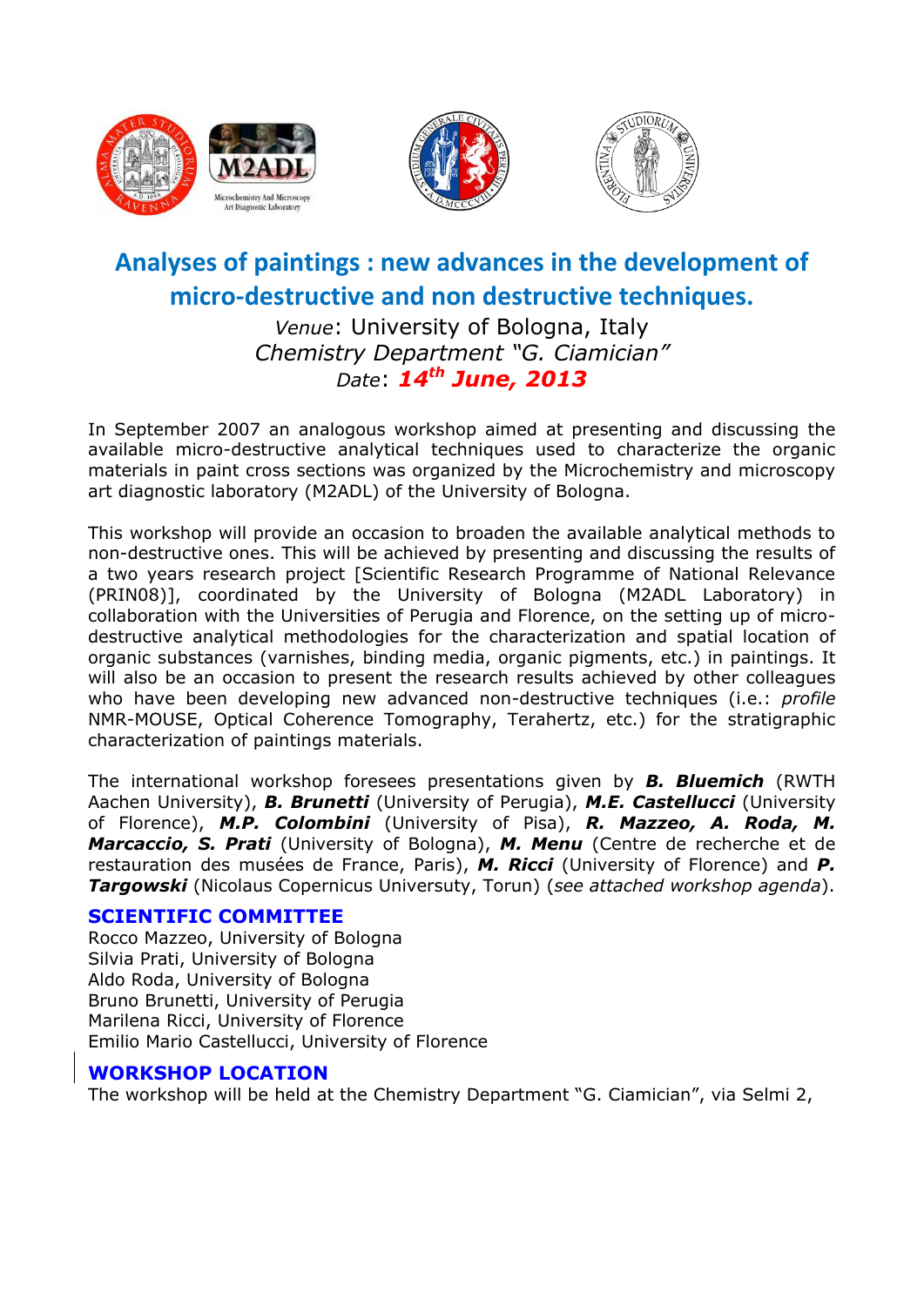# Analyses of paintings : new advances in the development of micro-destructive and non destructive techniques.

*Venue*: University of Bologna, Italy
*Chemistry Department "G. Ciamician"*
*Date*: ***14th June, 2013***

In September 2007 an analogous workshop aimed at presenting and discussing the available micro-destructive analytical techniques used to characterize the organic materials in paint cross sections was organized by the Microchemistry and microscopy art diagnostic laboratory (M2ADL) of the University of Bologna.

This workshop will provide an occasion to broaden the available analytical methods to non-destructive ones. This will be achieved by presenting and discussing the results of a two years research project [Scientific Research Programme of National Relevance (PRIN08)], coordinated by the University of Bologna (M2ADL Laboratory) in collaboration with the Universities of Perugia and Florence, on the setting up of micro-destructive analytical methodologies for the characterization and spatial location of organic substances (varnishes, binding media, organic pigments, etc.) in paintings. It will also be an occasion to present the research results achieved by other colleagues who have been developing new advanced non-destructive techniques (i.e.: *profile* NMR-MOUSE, Optical Coherence Tomography, Terahertz, etc.) for the stratigraphic characterization of paintings materials.

The international workshop foresees presentations given by ***B. Bluemich*** (RWTH Aachen University), ***B. Brunetti*** (University of Perugia), ***M.E. Castellucci*** (University of Florence), ***M.P. Colombini*** (University of Pisa), ***R. Mazzeo, A. Roda, M. Marcaccio, S. Prati*** (University of Bologna), ***M. Menu*** (Centre de recherche et de restauration des musées de France, Paris), ***M. Ricci*** (University of Florence) and ***P. Targowski*** (Nicolaus Copernicus Universuty, Torun) (*see attached workshop agenda*).

## SCIENTIFIC COMMITTEE

Rocco Mazzeo, University of Bologna
Silvia Prati, University of Bologna
Aldo Roda, University of Bologna
Bruno Brunetti, University of Perugia
Marilena Ricci, University of Florence
Emilio Mario Castellucci, University of Florence

## WORKSHOP LOCATION

The workshop will be held at the Chemistry Department "G. Ciamician", via Selmi 2,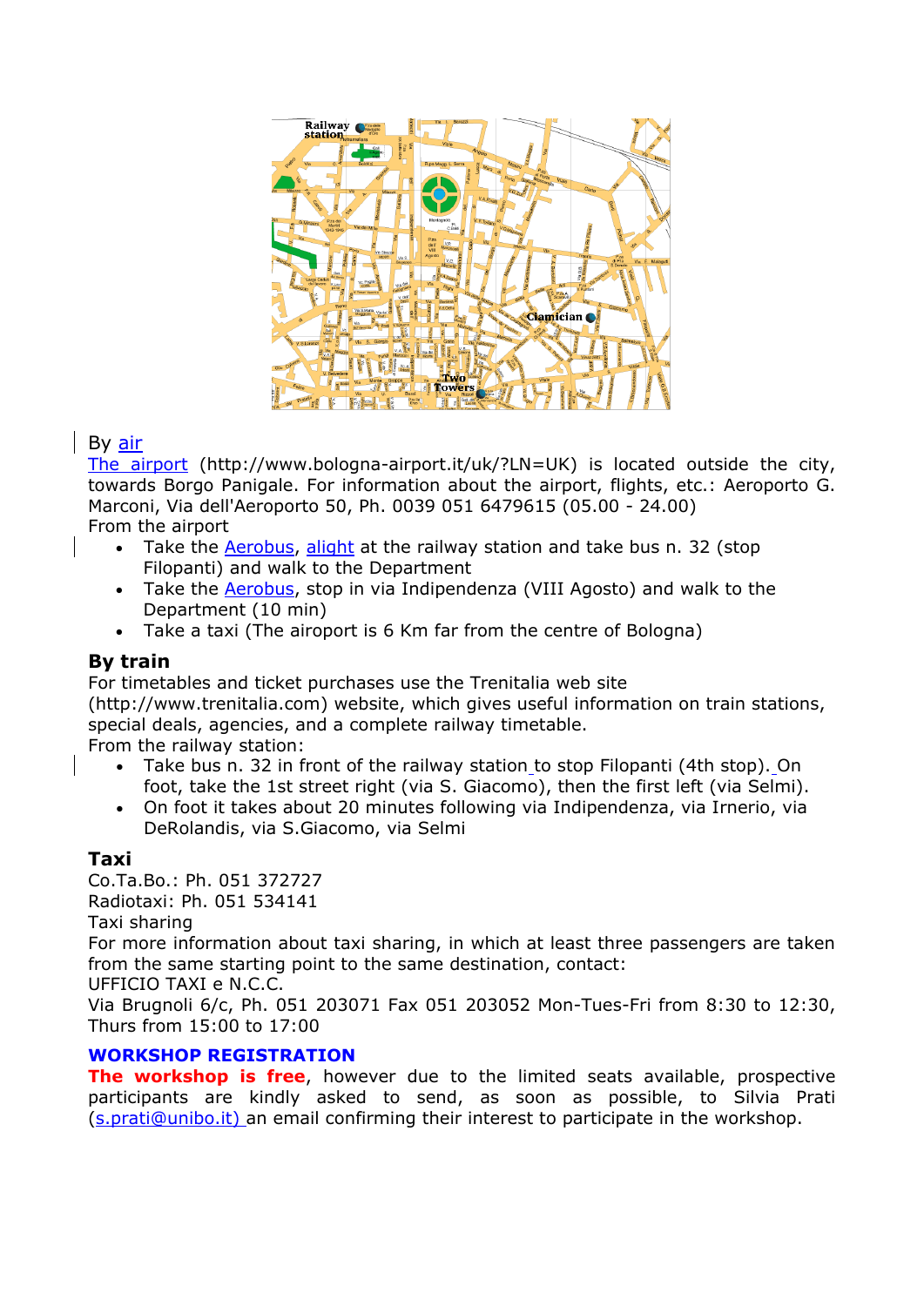By air

The airport (http://www.bologna-airport.it/uk/?LN=UK) is located outside the city, towards Borgo Panigale. For information about the airport, flights, etc.: Aeroporto G. Marconi, Via dell'Aeroporto 50, Ph. 0039 051 6479615 (05.00 - 24.00)

From the airport

- Take the Aerobus, alight at the railway station and take bus n. 32 (stop Filopanti) and walk to the Department
- Take the Aerobus, stop in via Indipendenza (VIII Agosto) and walk to the Department (10 min)
- Take a taxi (The airoport is 6 Km far from the centre of Bologna)

## By train

For timetables and ticket purchases use the Trenitalia web site (http://www.trenitalia.com) website, which gives useful information on train stations, special deals, agencies, and a complete railway timetable.

From the railway station:

- Take bus n. 32 in front of the railway station to stop Filopanti (4th stop). On foot, take the 1st street right (via S. Giacomo), then the first left (via Selmi).
- On foot it takes about 20 minutes following via Indipendenza, via Irnerio, via DeRolandis, via S.Giacomo, via Selmi

## Taxi

Co.Ta.Bo.: Ph. 051 372727

Radiotaxi: Ph. 051 534141

Taxi sharing

For more information about taxi sharing, in which at least three passengers are taken from the same starting point to the same destination, contact:

UFFICIO TAXI e N.C.C.

Via Brugnoli 6/c, Ph. 051 203071 Fax 051 203052 Mon-Tues-Fri from 8:30 to 12:30, Thurs from 15:00 to 17:00

## WORKSHOP REGISTRATION

**The workshop is free**, however due to the limited seats available, prospective participants are kindly asked to send, as soon as possible, to Silvia Prati (s.prati@unibo.it) an email confirming their interest to participate in the workshop.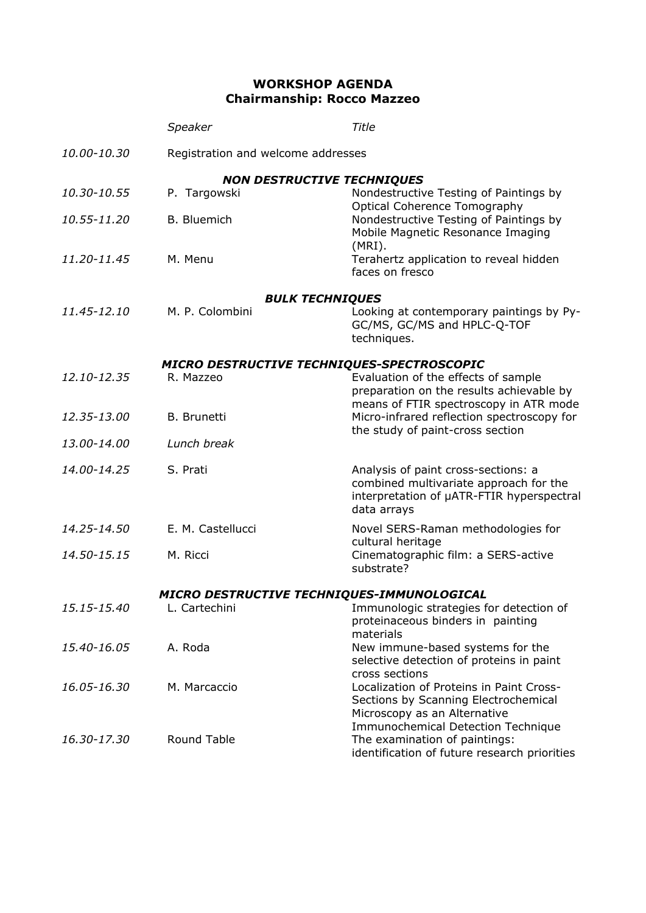# WORKSHOP AGENDA
## Chairmanship: Rocco Mazzeo

| | *Speaker* | *Title* |
|---|---|---|
| *10.00-10.30* | Registration and welcome addresses | |
| | ***NON DESTRUCTIVE TECHNIQUES*** | |
| *10.30-10.55* | P. Targowski | Nondestructive Testing of Paintings by Optical Coherence Tomography |
| *10.55-11.20* | B. Bluemich | Nondestructive Testing of Paintings by Mobile Magnetic Resonance Imaging (MRI). |
| *11.20-11.45* | M. Menu | Terahertz application to reveal hidden faces on fresco |
| | ***BULK TECHNIQUES*** | |
| *11.45-12.10* | M. P. Colombini | Looking at contemporary paintings by Py-GC/MS, GC/MS and HPLC-Q-TOF techniques. |
| | ***MICRO DESTRUCTIVE TECHNIQUES-SPECTROSCOPIC*** | |
| *12.10-12.35* | R. Mazzeo | Evaluation of the effects of sample preparation on the results achievable by means of FTIR spectroscopy in ATR mode |
| *12.35-13.00* | B. Brunetti | Micro-infrared reflection spectroscopy for the study of paint-cross section |
| *13.00-14.00* | *Lunch break* | |
| *14.00-14.25* | S. Prati | Analysis of paint cross-sections: a combined multivariate approach for the interpretation of μATR-FTIR hyperspectral data arrays |
| *14.25-14.50* | E. M. Castellucci | Novel SERS-Raman methodologies for cultural heritage |
| *14.50-15.15* | M. Ricci | Cinematographic film: a SERS-active substrate? |
| | ***MICRO DESTRUCTIVE TECHNIQUES-IMMUNOLOGICAL*** | |
| *15.15-15.40* | L. Cartechini | Immunologic strategies for detection of proteinaceous binders in painting materials |
| *15.40-16.05* | A. Roda | New immune-based systems for the selective detection of proteins in paint cross sections |
| *16.05-16.30* | M. Marcaccio | Localization of Proteins in Paint Cross-Sections by Scanning Electrochemical Microscopy as an Alternative Immunochemical Detection Technique |
| *16.30-17.30* | Round Table | The examination of paintings: identification of future research priorities |